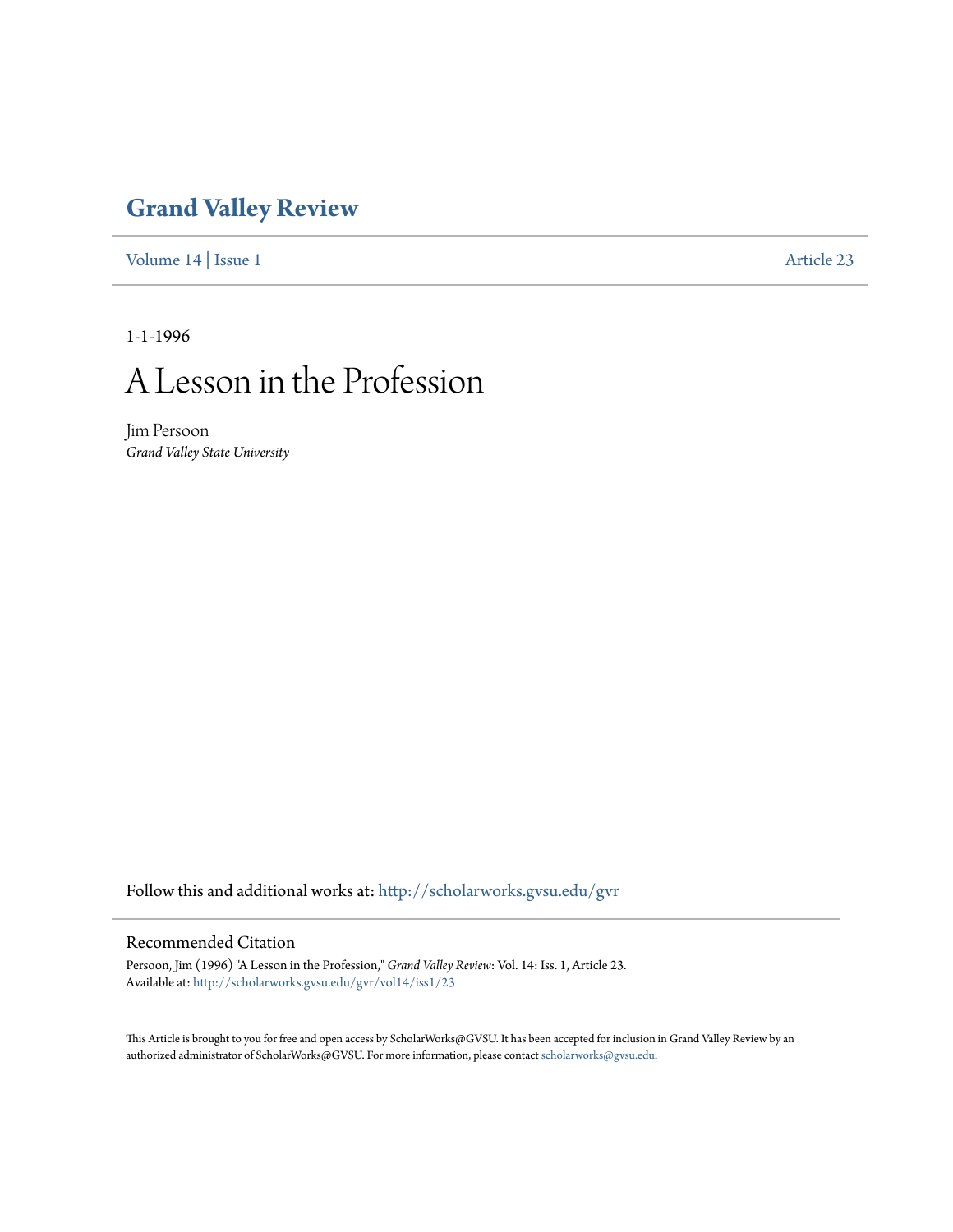# Grand Valley Review

Volume 14 | Issue 1 Article 23

1-1-1996

# A Lesson in the Profession

Jim Persoon
*Grand Valley State University*

Follow this and additional works at: http://scholarworks.gvsu.edu/gvr

## Recommended Citation

Persoon, Jim (1996) "A Lesson in the Profession," *Grand Valley Review*: Vol. 14: Iss. 1, Article 23.
Available at: http://scholarworks.gvsu.edu/gvr/vol14/iss1/23

This Article is brought to you for free and open access by ScholarWorks@GVSU. It has been accepted for inclusion in Grand Valley Review by an authorized administrator of ScholarWorks@GVSU. For more information, please contact scholarworks@gvsu.edu.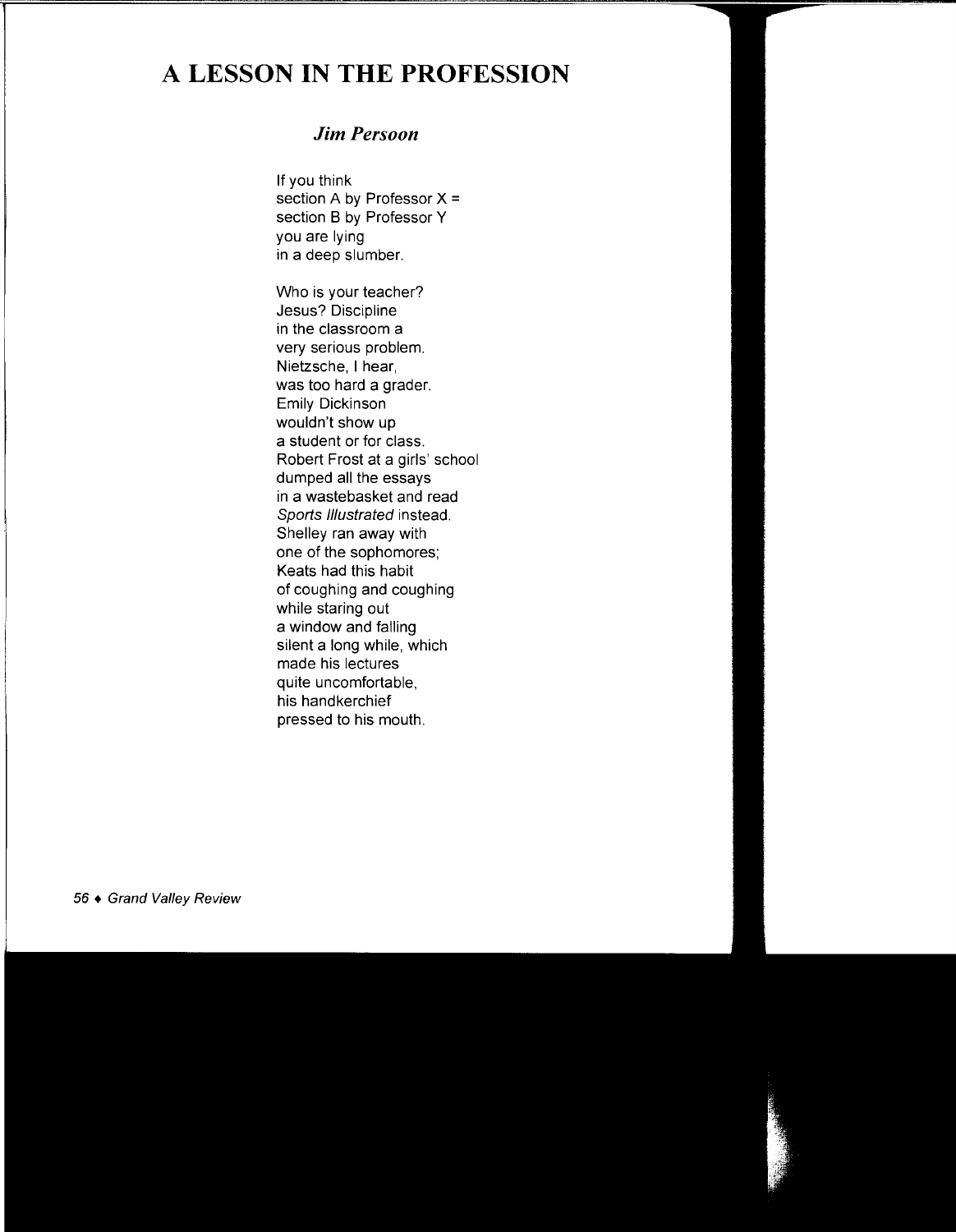# A LESSON IN THE PROFESSION

### *Jim Persoon*

If you think  
section A by Professor X =  
section B by Professor Y  
you are lying  
in a deep slumber.

Who is your teacher?  
Jesus? Discipline  
in the classroom a  
very serious problem.  
Nietzsche, I hear,  
was too hard a grader.  
Emily Dickinson  
wouldn't show up  
a student or for class.  
Robert Frost at a girls' school  
dumped all the essays  
in a wastebasket and read  
*Sports Illustrated* instead.  
Shelley ran away with  
one of the sophomores;  
Keats had this habit  
of coughing and coughing  
while staring out  
a window and falling  
silent a long while, which  
made his lectures  
quite uncomfortable,  
his handkerchief  
pressed to his mouth.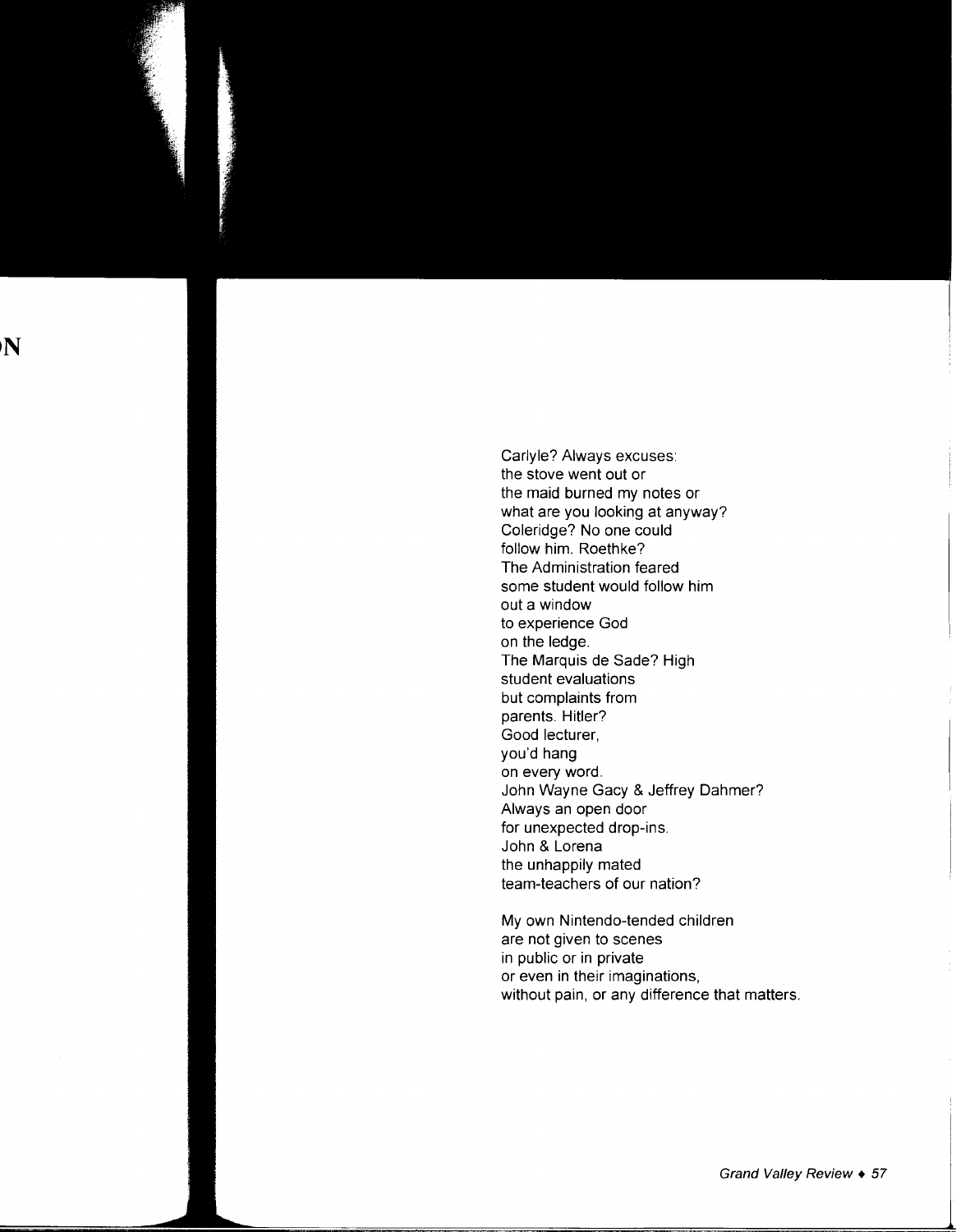Carlyle? Always excuses:
the stove went out or
the maid burned my notes or
what are you looking at anyway?
Coleridge? No one could
follow him. Roethke?
The Administration feared
some student would follow him
out a window
to experience God
on the ledge.
The Marquis de Sade? High
student evaluations
but complaints from
parents. Hitler?
Good lecturer,
you'd hang
on every word.
John Wayne Gacy & Jeffrey Dahmer?
Always an open door
for unexpected drop-ins.
John & Lorena
the unhappily mated
team-teachers of our nation?

My own Nintendo-tended children
are not given to scenes
in public or in private
or even in their imaginations,
without pain, or any difference that matters.